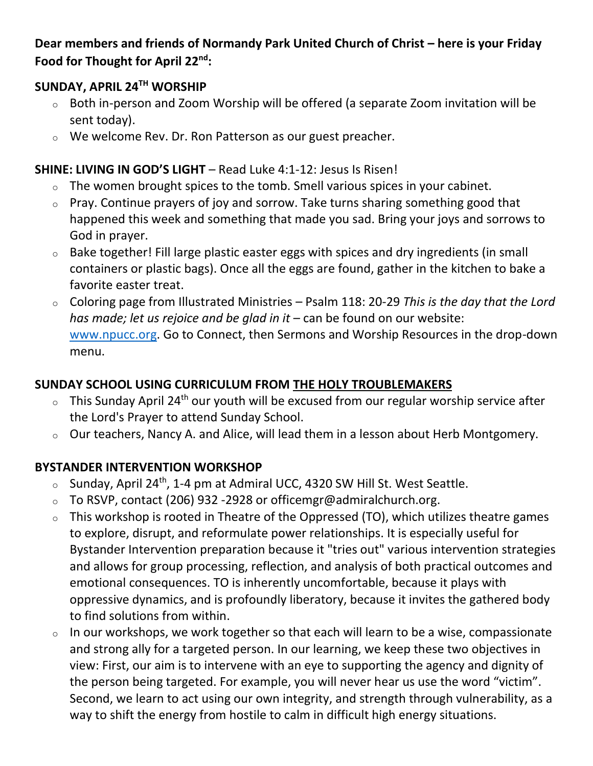**Dear members and friends of Normandy Park United Church of Christ – here is your Friday Food for Thought for April 22nd:**

## SUNDAY, APRIL 24TH WORSHIP

- Both in-person and Zoom Worship will be offered (a separate Zoom invitation will be sent today).
- We welcome Rev. Dr. Ron Patterson as our guest preacher.

## SHINE: LIVING IN GOD'S LIGHT – Read Luke 4:1-12: Jesus Is Risen!

- The women brought spices to the tomb. Smell various spices in your cabinet.
- Pray. Continue prayers of joy and sorrow. Take turns sharing something good that happened this week and something that made you sad. Bring your joys and sorrows to God in prayer.
- Bake together! Fill large plastic easter eggs with spices and dry ingredients (in small containers or plastic bags). Once all the eggs are found, gather in the kitchen to bake a favorite easter treat.
- Coloring page from Illustrated Ministries – Psalm 118: 20-29 *This is the day that the Lord has made; let us rejoice and be glad in it* – can be found on our website: www.npucc.org. Go to Connect, then Sermons and Worship Resources in the drop-down menu.

## SUNDAY SCHOOL USING CURRICULUM FROM THE HOLY TROUBLEMAKERS

- This Sunday April 24th our youth will be excused from our regular worship service after the Lord's Prayer to attend Sunday School.
- Our teachers, Nancy A. and Alice, will lead them in a lesson about Herb Montgomery.

## BYSTANDER INTERVENTION WORKSHOP

- Sunday, April 24th, 1-4 pm at Admiral UCC, 4320 SW Hill St. West Seattle.
- To RSVP, contact (206) 932 -2928 or officemgr@admiralchurch.org.
- This workshop is rooted in Theatre of the Oppressed (TO), which utilizes theatre games to explore, disrupt, and reformulate power relationships. It is especially useful for Bystander Intervention preparation because it "tries out" various intervention strategies and allows for group processing, reflection, and analysis of both practical outcomes and emotional consequences. TO is inherently uncomfortable, because it plays with oppressive dynamics, and is profoundly liberatory, because it invites the gathered body to find solutions from within.
- In our workshops, we work together so that each will learn to be a wise, compassionate and strong ally for a targeted person. In our learning, we keep these two objectives in view: First, our aim is to intervene with an eye to supporting the agency and dignity of the person being targeted. For example, you will never hear us use the word "victim". Second, we learn to act using our own integrity, and strength through vulnerability, as a way to shift the energy from hostile to calm in difficult high energy situations.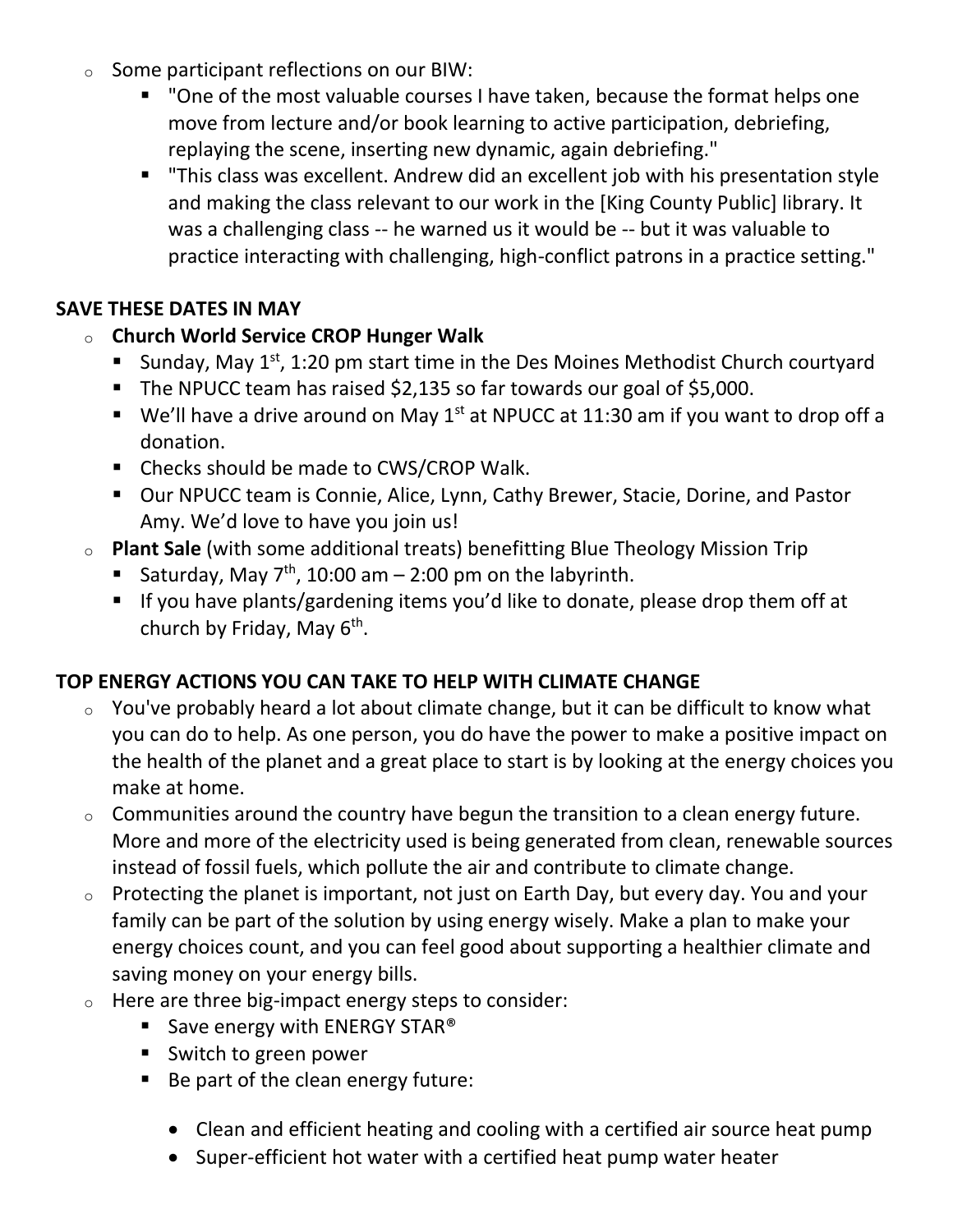- Some participant reflections on our BIW:
  - "One of the most valuable courses I have taken, because the format helps one move from lecture and/or book learning to active participation, debriefing, replaying the scene, inserting new dynamic, again debriefing."
  - "This class was excellent. Andrew did an excellent job with his presentation style and making the class relevant to our work in the [King County Public] library. It was a challenging class -- he warned us it would be -- but it was valuable to practice interacting with challenging, high-conflict patrons in a practice setting."

**SAVE THESE DATES IN MAY**

- **Church World Service CROP Hunger Walk**
  - Sunday, May 1st, 1:20 pm start time in the Des Moines Methodist Church courtyard
  - The NPUCC team has raised $2,135 so far towards our goal of $5,000.
  - We'll have a drive around on May 1st at NPUCC at 11:30 am if you want to drop off a donation.
  - Checks should be made to CWS/CROP Walk.
  - Our NPUCC team is Connie, Alice, Lynn, Cathy Brewer, Stacie, Dorine, and Pastor Amy. We'd love to have you join us!
- **Plant Sale** (with some additional treats) benefitting Blue Theology Mission Trip
  - Saturday, May 7th, 10:00 am – 2:00 pm on the labyrinth.
  - If you have plants/gardening items you'd like to donate, please drop them off at church by Friday, May 6th.

**TOP ENERGY ACTIONS YOU CAN TAKE TO HELP WITH CLIMATE CHANGE**

- You've probably heard a lot about climate change, but it can be difficult to know what you can do to help. As one person, you do have the power to make a positive impact on the health of the planet and a great place to start is by looking at the energy choices you make at home.
- Communities around the country have begun the transition to a clean energy future. More and more of the electricity used is being generated from clean, renewable sources instead of fossil fuels, which pollute the air and contribute to climate change.
- Protecting the planet is important, not just on Earth Day, but every day. You and your family can be part of the solution by using energy wisely. Make a plan to make your energy choices count, and you can feel good about supporting a healthier climate and saving money on your energy bills.
- Here are three big-impact energy steps to consider:
  - Save energy with ENERGY STAR®
  - Switch to green power
  - Be part of the clean energy future:
    - Clean and efficient heating and cooling with a certified air source heat pump
    - Super-efficient hot water with a certified heat pump water heater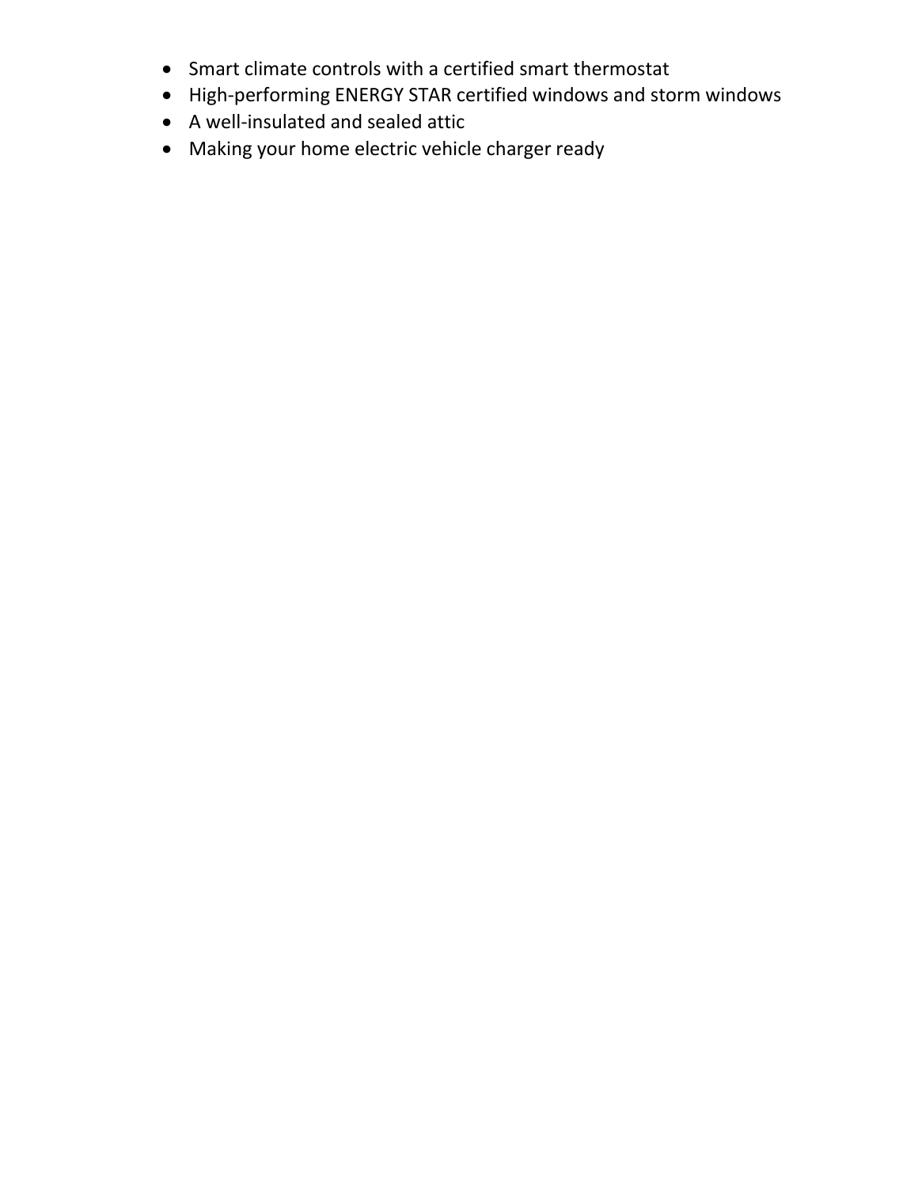- Smart climate controls with a certified smart thermostat
- High-performing ENERGY STAR certified windows and storm windows
- A well-insulated and sealed attic
- Making your home electric vehicle charger ready